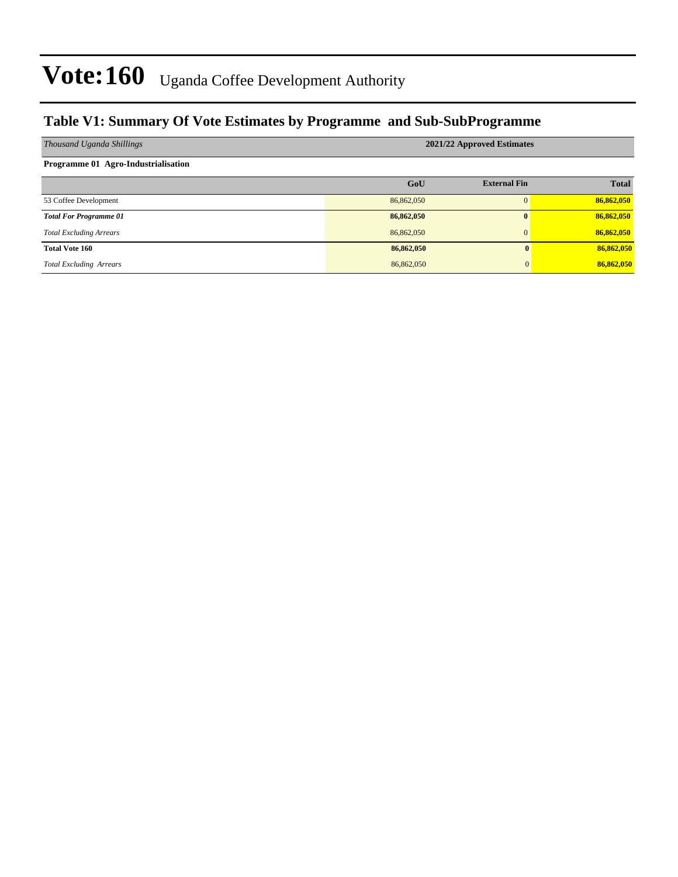# Vote:160 Uganda Coffee Development Authority

## Table V1: Summary Of Vote Estimates by Programme and Sub-SubProgramme

| *Thousand Uganda Shillings* | 2021/22 Approved Estimates | | |
|---|---|---|---|
| **Programme 01 Agro-Industrialisation** | | | |
| | **GoU** | **External Fin** | **Total** |
| 53 Coffee Development | 86,862,050 | 0 | **86,862,050** |
| ***Total For Programme 01*** | **86,862,050** | **0** | **86,862,050** |
| *Total Excluding Arrears* | 86,862,050 | 0 | **86,862,050** |
| **Total Vote 160** | **86,862,050** | **0** | **86,862,050** |
| *Total Excluding Arrears* | 86,862,050 | 0 | **86,862,050** |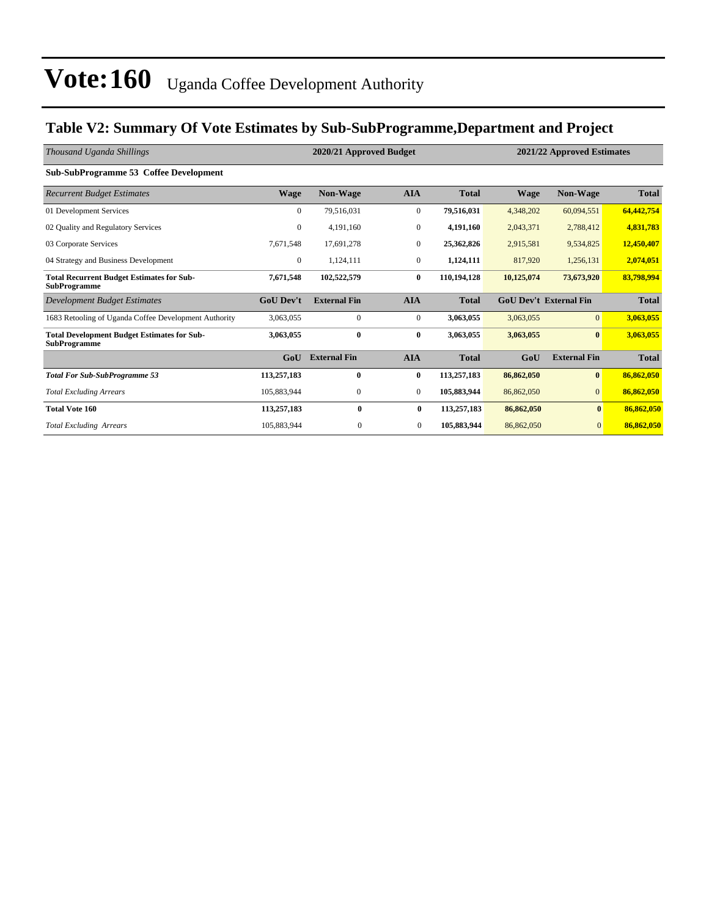# Vote:160 Uganda Coffee Development Authority

## Table V2: Summary Of Vote Estimates by Sub-SubProgramme,Department and Project

| *Thousand Uganda Shillings* | 2020/21 Approved Budget | | | | 2021/22 Approved Estimates | | |
|---|---|---|---|---|---|---|---|
| **Sub-SubProgramme 53 Coffee Development** | | | | | | | |
| *Recurrent Budget Estimates* | **Wage** | **Non-Wage** | **AIA** | **Total** | **Wage** | **Non-Wage** | **Total** |
| 01 Development Services | 0 | 79,516,031 | 0 | **79,516,031** | 4,348,202 | 60,094,551 | **64,442,754** |
| 02 Quality and Regulatory Services | 0 | 4,191,160 | 0 | **4,191,160** | 2,043,371 | 2,788,412 | **4,831,783** |
| 03 Corporate Services | 7,671,548 | 17,691,278 | 0 | **25,362,826** | 2,915,581 | 9,534,825 | **12,450,407** |
| 04 Strategy and Business Development | 0 | 1,124,111 | 0 | **1,124,111** | 817,920 | 1,256,131 | **2,074,051** |
| **Total Recurrent Budget Estimates for Sub-SubProgramme** | **7,671,548** | **102,522,579** | **0** | **110,194,128** | **10,125,074** | **73,673,920** | **83,798,994** |
| *Development Budget Estimates* | **GoU Dev't** | **External Fin** | **AIA** | **Total** | **GoU Dev't** | **External Fin** | **Total** |
| 1683 Retooling of Uganda Coffee Development Authority | 3,063,055 | 0 | 0 | **3,063,055** | 3,063,055 | 0 | **3,063,055** |
| **Total Development Budget Estimates for Sub-SubProgramme** | **3,063,055** | **0** | **0** | **3,063,055** | **3,063,055** | **0** | **3,063,055** |
| | **GoU** | **External Fin** | **AIA** | **Total** | **GoU** | **External Fin** | **Total** |
| ***Total For Sub-SubProgramme 53*** | **113,257,183** | **0** | **0** | **113,257,183** | **86,862,050** | **0** | **86,862,050** |
| *Total Excluding Arrears* | 105,883,944 | 0 | 0 | **105,883,944** | 86,862,050 | 0 | **86,862,050** |
| **Total Vote 160** | **113,257,183** | **0** | **0** | **113,257,183** | **86,862,050** | **0** | **86,862,050** |
| *Total Excluding Arrears* | 105,883,944 | 0 | 0 | **105,883,944** | 86,862,050 | 0 | **86,862,050** |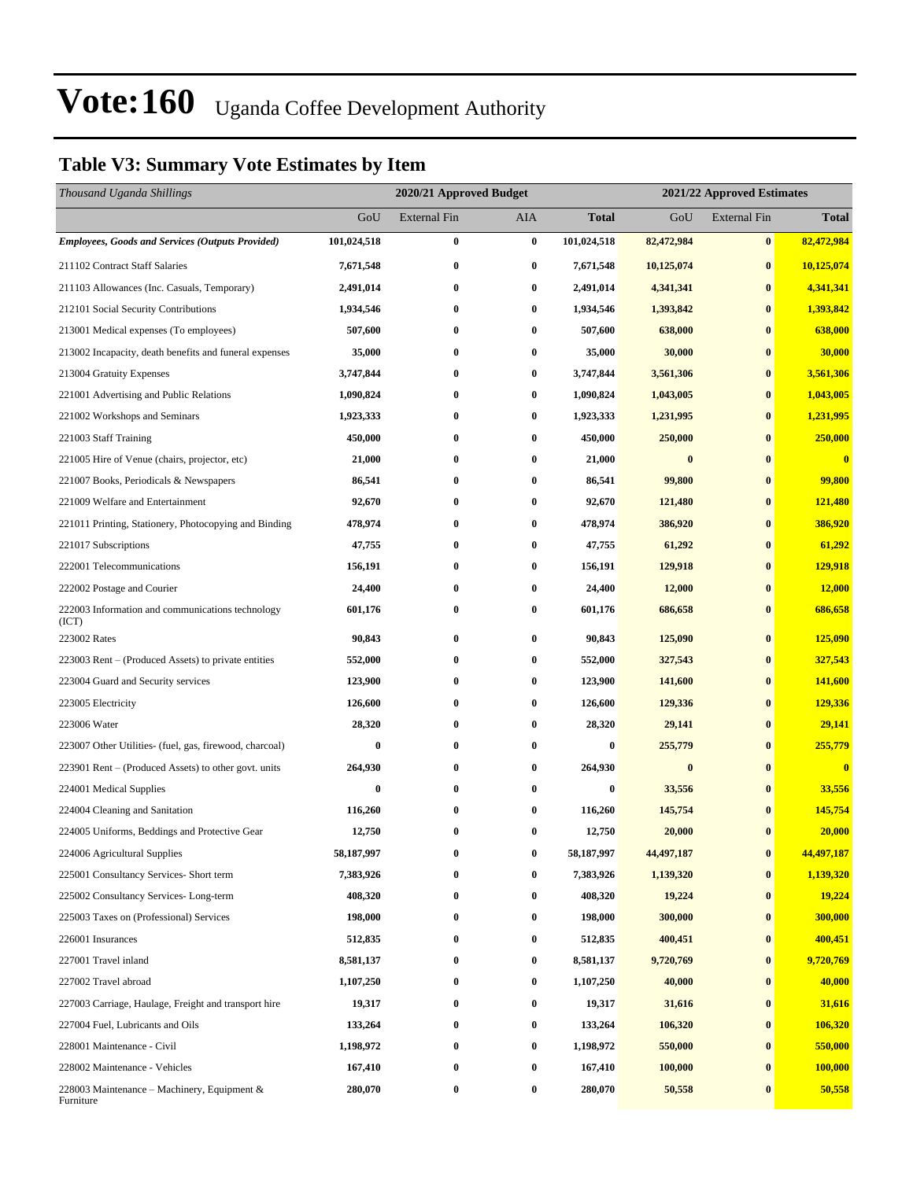# Vote:160 Uganda Coffee Development Authority

## Table V3: Summary Vote Estimates by Item

| *Thousand Uganda Shillings* | 2020/21 Approved Budget | | | | 2021/22 Approved Estimates | | |
|---|---|---|---|---|---|---|---|
| | GoU | External Fin | AIA | **Total** | GoU | External Fin | **Total** |
| ***Employees, Goods and Services (Outputs Provided)*** | **101,024,518** | **0** | **0** | **101,024,518** | **82,472,984** | **0** | **82,472,984** |
| 211102 Contract Staff Salaries | **7,671,548** | **0** | **0** | **7,671,548** | **10,125,074** | **0** | **10,125,074** |
| 211103 Allowances (Inc. Casuals, Temporary) | **2,491,014** | **0** | **0** | **2,491,014** | **4,341,341** | **0** | **4,341,341** |
| 212101 Social Security Contributions | **1,934,546** | **0** | **0** | **1,934,546** | **1,393,842** | **0** | **1,393,842** |
| 213001 Medical expenses (To employees) | **507,600** | **0** | **0** | **507,600** | **638,000** | **0** | **638,000** |
| 213002 Incapacity, death benefits and funeral expenses | **35,000** | **0** | **0** | **35,000** | **30,000** | **0** | **30,000** |
| 213004 Gratuity Expenses | **3,747,844** | **0** | **0** | **3,747,844** | **3,561,306** | **0** | **3,561,306** |
| 221001 Advertising and Public Relations | **1,090,824** | **0** | **0** | **1,090,824** | **1,043,005** | **0** | **1,043,005** |
| 221002 Workshops and Seminars | **1,923,333** | **0** | **0** | **1,923,333** | **1,231,995** | **0** | **1,231,995** |
| 221003 Staff Training | **450,000** | **0** | **0** | **450,000** | **250,000** | **0** | **250,000** |
| 221005 Hire of Venue (chairs, projector, etc) | **21,000** | **0** | **0** | **21,000** | **0** | **0** | **0** |
| 221007 Books, Periodicals & Newspapers | **86,541** | **0** | **0** | **86,541** | **99,800** | **0** | **99,800** |
| 221009 Welfare and Entertainment | **92,670** | **0** | **0** | **92,670** | **121,480** | **0** | **121,480** |
| 221011 Printing, Stationery, Photocopying and Binding | **478,974** | **0** | **0** | **478,974** | **386,920** | **0** | **386,920** |
| 221017 Subscriptions | **47,755** | **0** | **0** | **47,755** | **61,292** | **0** | **61,292** |
| 222001 Telecommunications | **156,191** | **0** | **0** | **156,191** | **129,918** | **0** | **129,918** |
| 222002 Postage and Courier | **24,400** | **0** | **0** | **24,400** | **12,000** | **0** | **12,000** |
| 222003 Information and communications technology (ICT) | **601,176** | **0** | **0** | **601,176** | **686,658** | **0** | **686,658** |
| 223002 Rates | **90,843** | **0** | **0** | **90,843** | **125,090** | **0** | **125,090** |
| 223003 Rent – (Produced Assets) to private entities | **552,000** | **0** | **0** | **552,000** | **327,543** | **0** | **327,543** |
| 223004 Guard and Security services | **123,900** | **0** | **0** | **123,900** | **141,600** | **0** | **141,600** |
| 223005 Electricity | **126,600** | **0** | **0** | **126,600** | **129,336** | **0** | **129,336** |
| 223006 Water | **28,320** | **0** | **0** | **28,320** | **29,141** | **0** | **29,141** |
| 223007 Other Utilities- (fuel, gas, firewood, charcoal) | **0** | **0** | **0** | **0** | **255,779** | **0** | **255,779** |
| 223901 Rent – (Produced Assets) to other govt. units | **264,930** | **0** | **0** | **264,930** | **0** | **0** | **0** |
| 224001 Medical Supplies | **0** | **0** | **0** | **0** | **33,556** | **0** | **33,556** |
| 224004 Cleaning and Sanitation | **116,260** | **0** | **0** | **116,260** | **145,754** | **0** | **145,754** |
| 224005 Uniforms, Beddings and Protective Gear | **12,750** | **0** | **0** | **12,750** | **20,000** | **0** | **20,000** |
| 224006 Agricultural Supplies | **58,187,997** | **0** | **0** | **58,187,997** | **44,497,187** | **0** | **44,497,187** |
| 225001 Consultancy Services- Short term | **7,383,926** | **0** | **0** | **7,383,926** | **1,139,320** | **0** | **1,139,320** |
| 225002 Consultancy Services- Long-term | **408,320** | **0** | **0** | **408,320** | **19,224** | **0** | **19,224** |
| 225003 Taxes on (Professional) Services | **198,000** | **0** | **0** | **198,000** | **300,000** | **0** | **300,000** |
| 226001 Insurances | **512,835** | **0** | **0** | **512,835** | **400,451** | **0** | **400,451** |
| 227001 Travel inland | **8,581,137** | **0** | **0** | **8,581,137** | **9,720,769** | **0** | **9,720,769** |
| 227002 Travel abroad | **1,107,250** | **0** | **0** | **1,107,250** | **40,000** | **0** | **40,000** |
| 227003 Carriage, Haulage, Freight and transport hire | **19,317** | **0** | **0** | **19,317** | **31,616** | **0** | **31,616** |
| 227004 Fuel, Lubricants and Oils | **133,264** | **0** | **0** | **133,264** | **106,320** | **0** | **106,320** |
| 228001 Maintenance - Civil | **1,198,972** | **0** | **0** | **1,198,972** | **550,000** | **0** | **550,000** |
| 228002 Maintenance - Vehicles | **167,410** | **0** | **0** | **167,410** | **100,000** | **0** | **100,000** |
| 228003 Maintenance – Machinery, Equipment & Furniture | **280,070** | **0** | **0** | **280,070** | **50,558** | **0** | **50,558** |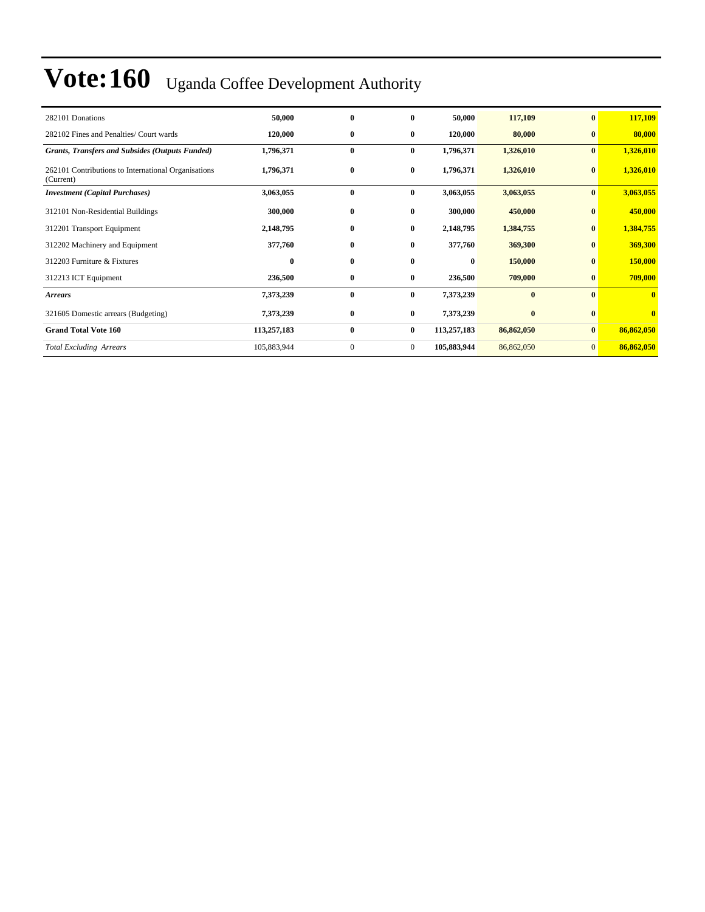# Vote:160 Uganda Coffee Development Authority

| | | | | | | | |
|---|---|---|---|---|---|---|---|
| 282101 Donations | **50,000** | **0** | **0** | **50,000** | **117,109** | **0** | **117,109** |
| 282102 Fines and Penalties/ Court wards | **120,000** | **0** | **0** | **120,000** | **80,000** | **0** | **80,000** |
| ***Grants, Transfers and Subsides (Outputs Funded)*** | **1,796,371** | **0** | **0** | **1,796,371** | **1,326,010** | **0** | **1,326,010** |
| 262101 Contributions to International Organisations (Current) | **1,796,371** | **0** | **0** | **1,796,371** | **1,326,010** | **0** | **1,326,010** |
| ***Investment (Capital Purchases)*** | **3,063,055** | **0** | **0** | **3,063,055** | **3,063,055** | **0** | **3,063,055** |
| 312101 Non-Residential Buildings | **300,000** | **0** | **0** | **300,000** | **450,000** | **0** | **450,000** |
| 312201 Transport Equipment | **2,148,795** | **0** | **0** | **2,148,795** | **1,384,755** | **0** | **1,384,755** |
| 312202 Machinery and Equipment | **377,760** | **0** | **0** | **377,760** | **369,300** | **0** | **369,300** |
| 312203 Furniture & Fixtures | **0** | **0** | **0** | **0** | **150,000** | **0** | **150,000** |
| 312213 ICT Equipment | **236,500** | **0** | **0** | **236,500** | **709,000** | **0** | **709,000** |
| ***Arrears*** | **7,373,239** | **0** | **0** | **7,373,239** | **0** | **0** | **0** |
| 321605 Domestic arrears (Budgeting) | **7,373,239** | **0** | **0** | **7,373,239** | **0** | **0** | **0** |
| **Grand Total Vote 160** | **113,257,183** | **0** | **0** | **113,257,183** | **86,862,050** | **0** | **86,862,050** |
| *Total Excluding Arrears* | 105,883,944 | 0 | 0 | **105,883,944** | 86,862,050 | 0 | **86,862,050** |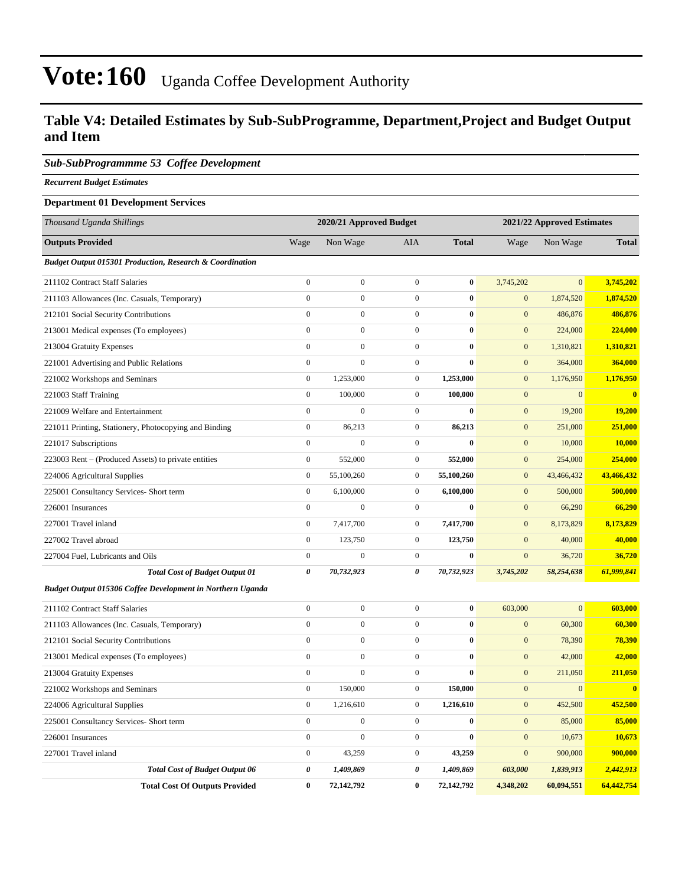# Vote:160 Uganda Coffee Development Authority

## Table V4: Detailed Estimates by Sub-SubProgramme, Department,Project and Budget Output and Item

### *Sub-SubProgrammme 53 Coffee Development*

***Recurrent Budget Estimates***

**Department 01 Development Services**

| *Thousand Uganda Shillings* | 2020/21 Approved Budget | | | | 2021/22 Approved Estimates | | |
|---|---|---|---|---|---|---|---|
| **Outputs Provided** | Wage | Non Wage | AIA | **Total** | Wage | Non Wage | **Total** |
| ***Budget Output 015301 Production, Research & Coordination*** | | | | | | | |
| 211102 Contract Staff Salaries | 0 | 0 | 0 | **0** | 3,745,202 | 0 | **3,745,202** |
| 211103 Allowances (Inc. Casuals, Temporary) | 0 | 0 | 0 | **0** | 0 | 1,874,520 | **1,874,520** |
| 212101 Social Security Contributions | 0 | 0 | 0 | **0** | 0 | 486,876 | **486,876** |
| 213001 Medical expenses (To employees) | 0 | 0 | 0 | **0** | 0 | 224,000 | **224,000** |
| 213004 Gratuity Expenses | 0 | 0 | 0 | **0** | 0 | 1,310,821 | **1,310,821** |
| 221001 Advertising and Public Relations | 0 | 0 | 0 | **0** | 0 | 364,000 | **364,000** |
| 221002 Workshops and Seminars | 0 | 1,253,000 | 0 | **1,253,000** | 0 | 1,176,950 | **1,176,950** |
| 221003 Staff Training | 0 | 100,000 | 0 | **100,000** | 0 | 0 | **0** |
| 221009 Welfare and Entertainment | 0 | 0 | 0 | **0** | 0 | 19,200 | **19,200** |
| 221011 Printing, Stationery, Photocopying and Binding | 0 | 86,213 | 0 | **86,213** | 0 | 251,000 | **251,000** |
| 221017 Subscriptions | 0 | 0 | 0 | **0** | 0 | 10,000 | **10,000** |
| 223003 Rent – (Produced Assets) to private entities | 0 | 552,000 | 0 | **552,000** | 0 | 254,000 | **254,000** |
| 224006 Agricultural Supplies | 0 | 55,100,260 | 0 | **55,100,260** | 0 | 43,466,432 | **43,466,432** |
| 225001 Consultancy Services- Short term | 0 | 6,100,000 | 0 | **6,100,000** | 0 | 500,000 | **500,000** |
| 226001 Insurances | 0 | 0 | 0 | **0** | 0 | 66,290 | **66,290** |
| 227001 Travel inland | 0 | 7,417,700 | 0 | **7,417,700** | 0 | 8,173,829 | **8,173,829** |
| 227002 Travel abroad | 0 | 123,750 | 0 | **123,750** | 0 | 40,000 | **40,000** |
| 227004 Fuel, Lubricants and Oils | 0 | 0 | 0 | **0** | 0 | 36,720 | **36,720** |
| ***Total Cost of Budget Output 01*** | ***0*** | ***70,732,923*** | ***0*** | ***70,732,923*** | ***3,745,202*** | ***58,254,638*** | ***61,999,841*** |
| ***Budget Output 015306 Coffee Development in Northern Uganda*** | | | | | | | |
| 211102 Contract Staff Salaries | 0 | 0 | 0 | **0** | 603,000 | 0 | **603,000** |
| 211103 Allowances (Inc. Casuals, Temporary) | 0 | 0 | 0 | **0** | 0 | 60,300 | **60,300** |
| 212101 Social Security Contributions | 0 | 0 | 0 | **0** | 0 | 78,390 | **78,390** |
| 213001 Medical expenses (To employees) | 0 | 0 | 0 | **0** | 0 | 42,000 | **42,000** |
| 213004 Gratuity Expenses | 0 | 0 | 0 | **0** | 0 | 211,050 | **211,050** |
| 221002 Workshops and Seminars | 0 | 150,000 | 0 | **150,000** | 0 | 0 | **0** |
| 224006 Agricultural Supplies | 0 | 1,216,610 | 0 | **1,216,610** | 0 | 452,500 | **452,500** |
| 225001 Consultancy Services- Short term | 0 | 0 | 0 | **0** | 0 | 85,000 | **85,000** |
| 226001 Insurances | 0 | 0 | 0 | **0** | 0 | 10,673 | **10,673** |
| 227001 Travel inland | 0 | 43,259 | 0 | **43,259** | 0 | 900,000 | **900,000** |
| ***Total Cost of Budget Output 06*** | ***0*** | ***1,409,869*** | ***0*** | ***1,409,869*** | ***603,000*** | ***1,839,913*** | ***2,442,913*** |
| **Total Cost Of Outputs Provided** | **0** | **72,142,792** | **0** | **72,142,792** | **4,348,202** | **60,094,551** | **64,442,754** |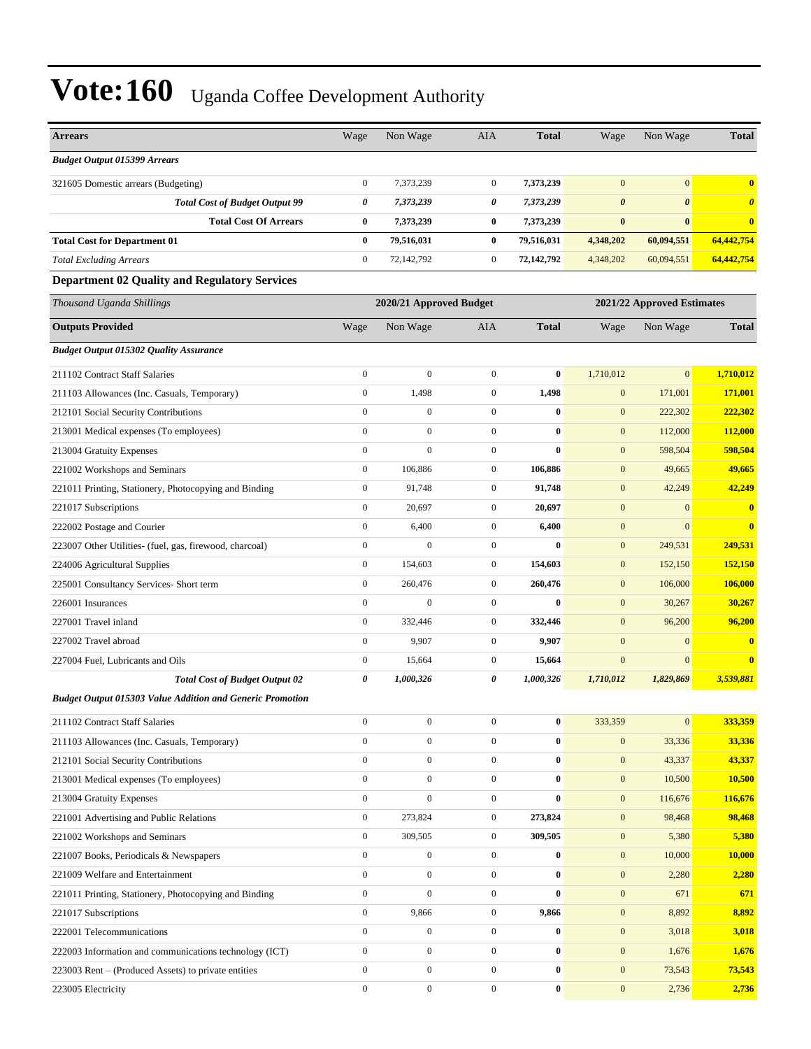# Vote:160 Uganda Coffee Development Authority

| Arrears | Wage | Non Wage | AIA | Total | Wage | Non Wage | Total |
|---|---|---|---|---|---|---|---|
| ***Budget Output 015399 Arrears*** | | | | | | | |
| 321605 Domestic arrears (Budgeting) | 0 | 7,373,239 | 0 | **7,373,239** | 0 | 0 | **0** |
| ***Total Cost of Budget Output 99*** | ***0*** | ***7,373,239*** | ***0*** | ***7,373,239*** | ***0*** | ***0*** | ***0*** |
| **Total Cost Of Arrears** | **0** | **7,373,239** | **0** | **7,373,239** | **0** | **0** | **0** |
| **Total Cost for Department 01** | **0** | **79,516,031** | **0** | **79,516,031** | **4,348,202** | **60,094,551** | **64,442,754** |
| *Total Excluding Arrears* | 0 | 72,142,792 | 0 | **72,142,792** | 4,348,202 | 60,094,551 | **64,442,754** |

### Department 02 Quality and Regulatory Services

| *Thousand Uganda Shillings* | 2020/21 Approved Budget | | | | 2021/22 Approved Estimates | | |
|---|---|---|---|---|---|---|---|
| **Outputs Provided** | Wage | Non Wage | AIA | **Total** | Wage | Non Wage | **Total** |
| ***Budget Output 015302 Quality Assurance*** | | | | | | | |
| 211102 Contract Staff Salaries | 0 | 0 | 0 | **0** | 1,710,012 | 0 | **1,710,012** |
| 211103 Allowances (Inc. Casuals, Temporary) | 0 | 1,498 | 0 | **1,498** | 0 | 171,001 | **171,001** |
| 212101 Social Security Contributions | 0 | 0 | 0 | **0** | 0 | 222,302 | **222,302** |
| 213001 Medical expenses (To employees) | 0 | 0 | 0 | **0** | 0 | 112,000 | **112,000** |
| 213004 Gratuity Expenses | 0 | 0 | 0 | **0** | 0 | 598,504 | **598,504** |
| 221002 Workshops and Seminars | 0 | 106,886 | 0 | **106,886** | 0 | 49,665 | **49,665** |
| 221011 Printing, Stationery, Photocopying and Binding | 0 | 91,748 | 0 | **91,748** | 0 | 42,249 | **42,249** |
| 221017 Subscriptions | 0 | 20,697 | 0 | **20,697** | 0 | 0 | **0** |
| 222002 Postage and Courier | 0 | 6,400 | 0 | **6,400** | 0 | 0 | **0** |
| 223007 Other Utilities- (fuel, gas, firewood, charcoal) | 0 | 0 | 0 | **0** | 0 | 249,531 | **249,531** |
| 224006 Agricultural Supplies | 0 | 154,603 | 0 | **154,603** | 0 | 152,150 | **152,150** |
| 225001 Consultancy Services- Short term | 0 | 260,476 | 0 | **260,476** | 0 | 106,000 | **106,000** |
| 226001 Insurances | 0 | 0 | 0 | **0** | 0 | 30,267 | **30,267** |
| 227001 Travel inland | 0 | 332,446 | 0 | **332,446** | 0 | 96,200 | **96,200** |
| 227002 Travel abroad | 0 | 9,907 | 0 | **9,907** | 0 | 0 | **0** |
| 227004 Fuel, Lubricants and Oils | 0 | 15,664 | 0 | **15,664** | 0 | 0 | **0** |
| ***Total Cost of Budget Output 02*** | ***0*** | ***1,000,326*** | ***0*** | ***1,000,326*** | ***1,710,012*** | ***1,829,869*** | ***3,539,881*** |
| ***Budget Output 015303 Value Addition and Generic Promotion*** | | | | | | | |
| 211102 Contract Staff Salaries | 0 | 0 | 0 | **0** | 333,359 | 0 | **333,359** |
| 211103 Allowances (Inc. Casuals, Temporary) | 0 | 0 | 0 | **0** | 0 | 33,336 | **33,336** |
| 212101 Social Security Contributions | 0 | 0 | 0 | **0** | 0 | 43,337 | **43,337** |
| 213001 Medical expenses (To employees) | 0 | 0 | 0 | **0** | 0 | 10,500 | **10,500** |
| 213004 Gratuity Expenses | 0 | 0 | 0 | **0** | 0 | 116,676 | **116,676** |
| 221001 Advertising and Public Relations | 0 | 273,824 | 0 | **273,824** | 0 | 98,468 | **98,468** |
| 221002 Workshops and Seminars | 0 | 309,505 | 0 | **309,505** | 0 | 5,380 | **5,380** |
| 221007 Books, Periodicals & Newspapers | 0 | 0 | 0 | **0** | 0 | 10,000 | **10,000** |
| 221009 Welfare and Entertainment | 0 | 0 | 0 | **0** | 0 | 2,280 | **2,280** |
| 221011 Printing, Stationery, Photocopying and Binding | 0 | 0 | 0 | **0** | 0 | 671 | **671** |
| 221017 Subscriptions | 0 | 9,866 | 0 | **9,866** | 0 | 8,892 | **8,892** |
| 222001 Telecommunications | 0 | 0 | 0 | **0** | 0 | 3,018 | **3,018** |
| 222003 Information and communications technology (ICT) | 0 | 0 | 0 | **0** | 0 | 1,676 | **1,676** |
| 223003 Rent – (Produced Assets) to private entities | 0 | 0 | 0 | **0** | 0 | 73,543 | **73,543** |
| 223005 Electricity | 0 | 0 | 0 | **0** | 0 | 2,736 | **2,736** |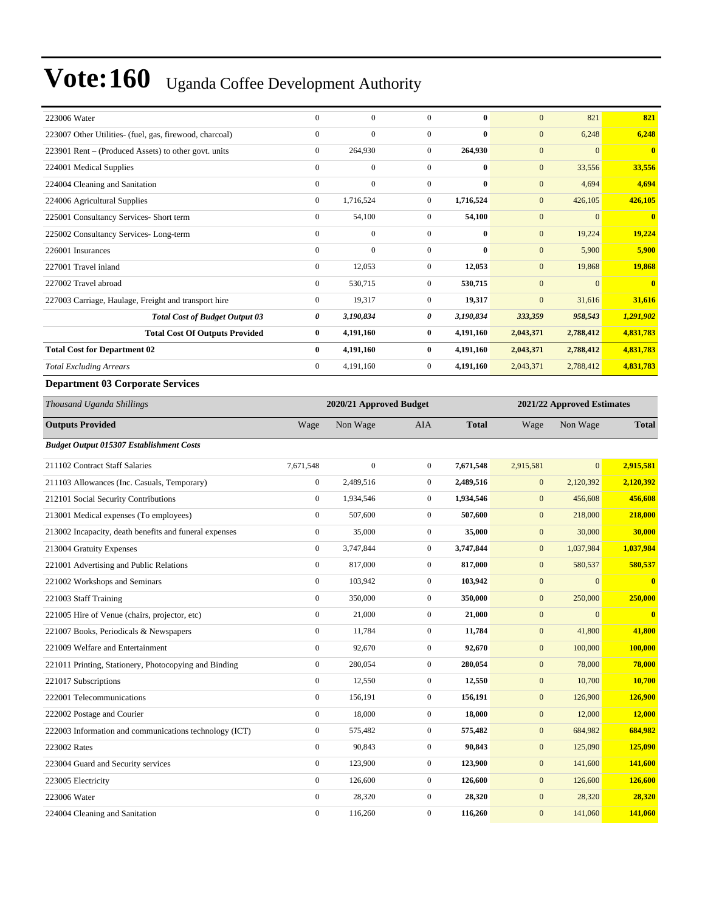# Vote:160 Uganda Coffee Development Authority

| | | | | | | | |
|---|---|---|---|---|---|---|---|
| 223006 Water | 0 | 0 | 0 | **0** | 0 | 821 | **821** |
| 223007 Other Utilities- (fuel, gas, firewood, charcoal) | 0 | 0 | 0 | **0** | 0 | 6,248 | **6,248** |
| 223901 Rent – (Produced Assets) to other govt. units | 0 | 264,930 | 0 | **264,930** | 0 | 0 | **0** |
| 224001 Medical Supplies | 0 | 0 | 0 | **0** | 0 | 33,556 | **33,556** |
| 224004 Cleaning and Sanitation | 0 | 0 | 0 | **0** | 0 | 4,694 | **4,694** |
| 224006 Agricultural Supplies | 0 | 1,716,524 | 0 | **1,716,524** | 0 | 426,105 | **426,105** |
| 225001 Consultancy Services- Short term | 0 | 54,100 | 0 | **54,100** | 0 | 0 | **0** |
| 225002 Consultancy Services- Long-term | 0 | 0 | 0 | **0** | 0 | 19,224 | **19,224** |
| 226001 Insurances | 0 | 0 | 0 | **0** | 0 | 5,900 | **5,900** |
| 227001 Travel inland | 0 | 12,053 | 0 | **12,053** | 0 | 19,868 | **19,868** |
| 227002 Travel abroad | 0 | 530,715 | 0 | **530,715** | 0 | 0 | **0** |
| 227003 Carriage, Haulage, Freight and transport hire | 0 | 19,317 | 0 | **19,317** | 0 | 31,616 | **31,616** |
| ***Total Cost of Budget Output 03*** | ***0*** | ***3,190,834*** | ***0*** | ***3,190,834*** | ***333,359*** | ***958,543*** | ***1,291,902*** |
| **Total Cost Of Outputs Provided** | **0** | **4,191,160** | **0** | **4,191,160** | **2,043,371** | **2,788,412** | **4,831,783** |
| **Total Cost for Department 02** | **0** | **4,191,160** | **0** | **4,191,160** | **2,043,371** | **2,788,412** | **4,831,783** |
| *Total Excluding Arrears* | 0 | 4,191,160 | 0 | **4,191,160** | 2,043,371 | 2,788,412 | **4,831,783** |

**Department 03 Corporate Services**

| *Thousand Uganda Shillings* | 2020/21 Approved Budget | | | | 2021/22 Approved Estimates | | |
|---|---|---|---|---|---|---|---|
| **Outputs Provided** | Wage | Non Wage | AIA | **Total** | Wage | Non Wage | **Total** |
| ***Budget Output 015307 Establishment Costs*** | | | | | | | |
| 211102 Contract Staff Salaries | 7,671,548 | 0 | 0 | **7,671,548** | 2,915,581 | 0 | **2,915,581** |
| 211103 Allowances (Inc. Casuals, Temporary) | 0 | 2,489,516 | 0 | **2,489,516** | 0 | 2,120,392 | **2,120,392** |
| 212101 Social Security Contributions | 0 | 1,934,546 | 0 | **1,934,546** | 0 | 456,608 | **456,608** |
| 213001 Medical expenses (To employees) | 0 | 507,600 | 0 | **507,600** | 0 | 218,000 | **218,000** |
| 213002 Incapacity, death benefits and funeral expenses | 0 | 35,000 | 0 | **35,000** | 0 | 30,000 | **30,000** |
| 213004 Gratuity Expenses | 0 | 3,747,844 | 0 | **3,747,844** | 0 | 1,037,984 | **1,037,984** |
| 221001 Advertising and Public Relations | 0 | 817,000 | 0 | **817,000** | 0 | 580,537 | **580,537** |
| 221002 Workshops and Seminars | 0 | 103,942 | 0 | **103,942** | 0 | 0 | **0** |
| 221003 Staff Training | 0 | 350,000 | 0 | **350,000** | 0 | 250,000 | **250,000** |
| 221005 Hire of Venue (chairs, projector, etc) | 0 | 21,000 | 0 | **21,000** | 0 | 0 | **0** |
| 221007 Books, Periodicals & Newspapers | 0 | 11,784 | 0 | **11,784** | 0 | 41,800 | **41,800** |
| 221009 Welfare and Entertainment | 0 | 92,670 | 0 | **92,670** | 0 | 100,000 | **100,000** |
| 221011 Printing, Stationery, Photocopying and Binding | 0 | 280,054 | 0 | **280,054** | 0 | 78,000 | **78,000** |
| 221017 Subscriptions | 0 | 12,550 | 0 | **12,550** | 0 | 10,700 | **10,700** |
| 222001 Telecommunications | 0 | 156,191 | 0 | **156,191** | 0 | 126,900 | **126,900** |
| 222002 Postage and Courier | 0 | 18,000 | 0 | **18,000** | 0 | 12,000 | **12,000** |
| 222003 Information and communications technology (ICT) | 0 | 575,482 | 0 | **575,482** | 0 | 684,982 | **684,982** |
| 223002 Rates | 0 | 90,843 | 0 | **90,843** | 0 | 125,090 | **125,090** |
| 223004 Guard and Security services | 0 | 123,900 | 0 | **123,900** | 0 | 141,600 | **141,600** |
| 223005 Electricity | 0 | 126,600 | 0 | **126,600** | 0 | 126,600 | **126,600** |
| 223006 Water | 0 | 28,320 | 0 | **28,320** | 0 | 28,320 | **28,320** |
| 224004 Cleaning and Sanitation | 0 | 116,260 | 0 | **116,260** | 0 | 141,060 | **141,060** |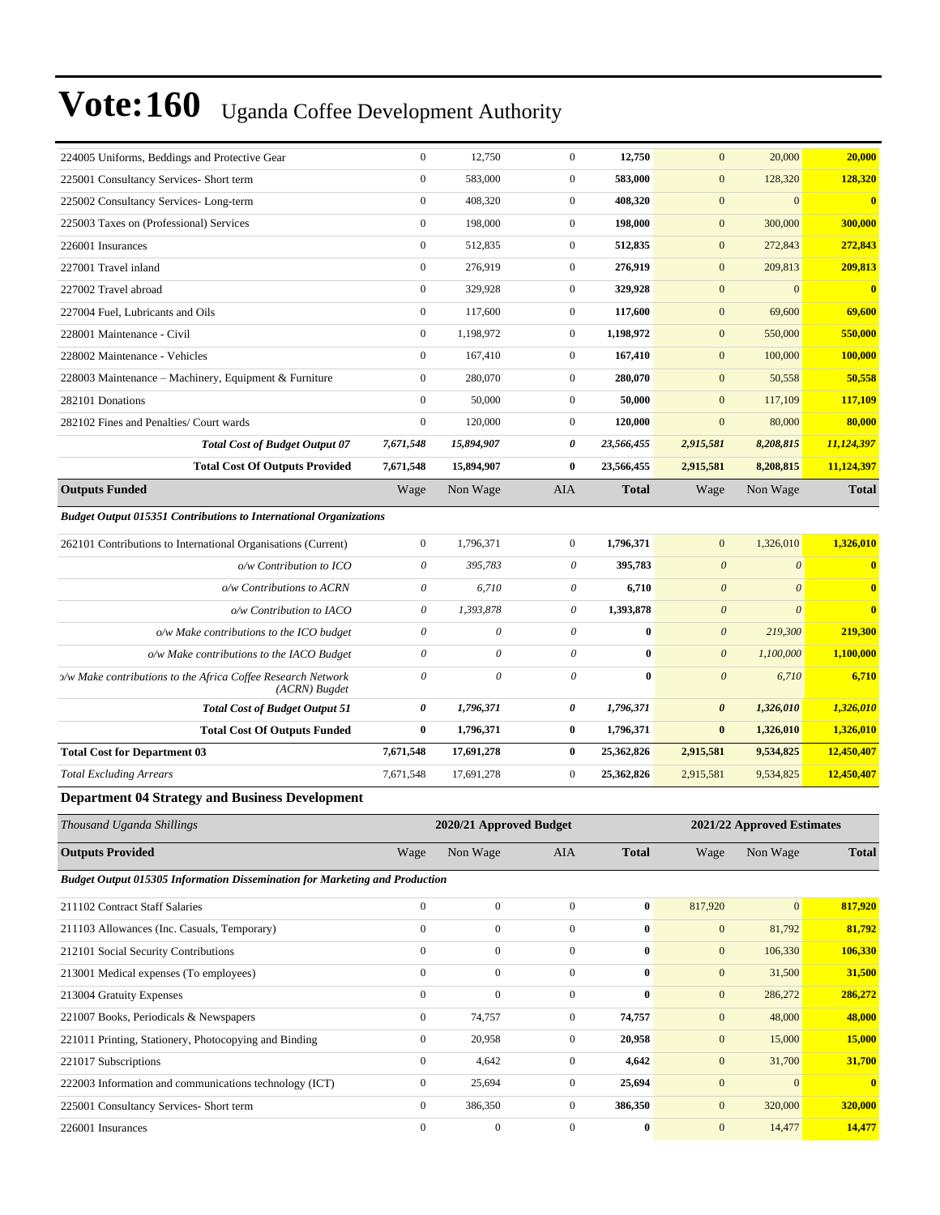# Vote:160 Uganda Coffee Development Authority

| | | | | | | | |
|---|---|---|---|---|---|---|---|
| 224005 Uniforms, Beddings and Protective Gear | 0 | 12,750 | 0 | **12,750** | 0 | 20,000 | **20,000** |
| 225001 Consultancy Services- Short term | 0 | 583,000 | 0 | **583,000** | 0 | 128,320 | **128,320** |
| 225002 Consultancy Services- Long-term | 0 | 408,320 | 0 | **408,320** | 0 | 0 | **0** |
| 225003 Taxes on (Professional) Services | 0 | 198,000 | 0 | **198,000** | 0 | 300,000 | **300,000** |
| 226001 Insurances | 0 | 512,835 | 0 | **512,835** | 0 | 272,843 | **272,843** |
| 227001 Travel inland | 0 | 276,919 | 0 | **276,919** | 0 | 209,813 | **209,813** |
| 227002 Travel abroad | 0 | 329,928 | 0 | **329,928** | 0 | 0 | **0** |
| 227004 Fuel, Lubricants and Oils | 0 | 117,600 | 0 | **117,600** | 0 | 69,600 | **69,600** |
| 228001 Maintenance - Civil | 0 | 1,198,972 | 0 | **1,198,972** | 0 | 550,000 | **550,000** |
| 228002 Maintenance - Vehicles | 0 | 167,410 | 0 | **167,410** | 0 | 100,000 | **100,000** |
| 228003 Maintenance – Machinery, Equipment & Furniture | 0 | 280,070 | 0 | **280,070** | 0 | 50,558 | **50,558** |
| 282101 Donations | 0 | 50,000 | 0 | **50,000** | 0 | 117,109 | **117,109** |
| 282102 Fines and Penalties/ Court wards | 0 | 120,000 | 0 | **120,000** | 0 | 80,000 | **80,000** |
| ***Total Cost of Budget Output 07*** | ***7,671,548*** | ***15,894,907*** | ***0*** | ***23,566,455*** | ***2,915,581*** | ***8,208,815*** | ***11,124,397*** |
| **Total Cost Of Outputs Provided** | **7,671,548** | **15,894,907** | **0** | **23,566,455** | **2,915,581** | **8,208,815** | **11,124,397** |
| **Outputs Funded** | Wage | Non Wage | AIA | **Total** | Wage | Non Wage | **Total** |
| ***Budget Output 015351 Contributions to International Organizations*** | | | | | | | |
| 262101 Contributions to International Organisations (Current) | 0 | 1,796,371 | 0 | **1,796,371** | 0 | 1,326,010 | **1,326,010** |
| *o/w Contribution to ICO* | *0* | *395,783* | *0* | **395,783** | *0* | *0* | **0** |
| *o/w Contributions to ACRN* | *0* | *6,710* | *0* | **6,710** | *0* | *0* | **0** |
| *o/w Contribution to IACO* | *0* | *1,393,878* | *0* | **1,393,878** | *0* | *0* | **0** |
| *o/w Make contributions to the ICO budget* | *0* | *0* | *0* | **0** | *0* | *219,300* | **219,300** |
| *o/w Make contributions to the IACO Budget* | *0* | *0* | *0* | **0** | *0* | *1,100,000* | **1,100,000** |
| *o/w Make contributions to the Africa Coffee Research Network (ACRN) Bugdet* | *0* | *0* | *0* | **0** | *0* | *6,710* | **6,710** |
| ***Total Cost of Budget Output 51*** | ***0*** | ***1,796,371*** | ***0*** | ***1,796,371*** | ***0*** | ***1,326,010*** | ***1,326,010*** |
| **Total Cost Of Outputs Funded** | **0** | **1,796,371** | **0** | **1,796,371** | **0** | **1,326,010** | **1,326,010** |
| **Total Cost for Department 03** | **7,671,548** | **17,691,278** | **0** | **25,362,826** | **2,915,581** | **9,534,825** | **12,450,407** |
| *Total Excluding Arrears* | 7,671,548 | 17,691,278 | 0 | **25,362,826** | 2,915,581 | 9,534,825 | **12,450,407** |

**Department 04 Strategy and Business Development**

| *Thousand Uganda Shillings* | 2020/21 Approved Budget | | | | 2021/22 Approved Estimates | | |
|---|---|---|---|---|---|---|---|
| **Outputs Provided** | Wage | Non Wage | AIA | **Total** | Wage | Non Wage | **Total** |
| ***Budget Output 015305 Information Dissemination for Marketing and Production*** | | | | | | | |
| 211102 Contract Staff Salaries | 0 | 0 | 0 | **0** | 817,920 | 0 | **817,920** |
| 211103 Allowances (Inc. Casuals, Temporary) | 0 | 0 | 0 | **0** | 0 | 81,792 | **81,792** |
| 212101 Social Security Contributions | 0 | 0 | 0 | **0** | 0 | 106,330 | **106,330** |
| 213001 Medical expenses (To employees) | 0 | 0 | 0 | **0** | 0 | 31,500 | **31,500** |
| 213004 Gratuity Expenses | 0 | 0 | 0 | **0** | 0 | 286,272 | **286,272** |
| 221007 Books, Periodicals & Newspapers | 0 | 74,757 | 0 | **74,757** | 0 | 48,000 | **48,000** |
| 221011 Printing, Stationery, Photocopying and Binding | 0 | 20,958 | 0 | **20,958** | 0 | 15,000 | **15,000** |
| 221017 Subscriptions | 0 | 4,642 | 0 | **4,642** | 0 | 31,700 | **31,700** |
| 222003 Information and communications technology (ICT) | 0 | 25,694 | 0 | **25,694** | 0 | 0 | **0** |
| 225001 Consultancy Services- Short term | 0 | 386,350 | 0 | **386,350** | 0 | 320,000 | **320,000** |
| 226001 Insurances | 0 | 0 | 0 | **0** | 0 | 14,477 | **14,477** |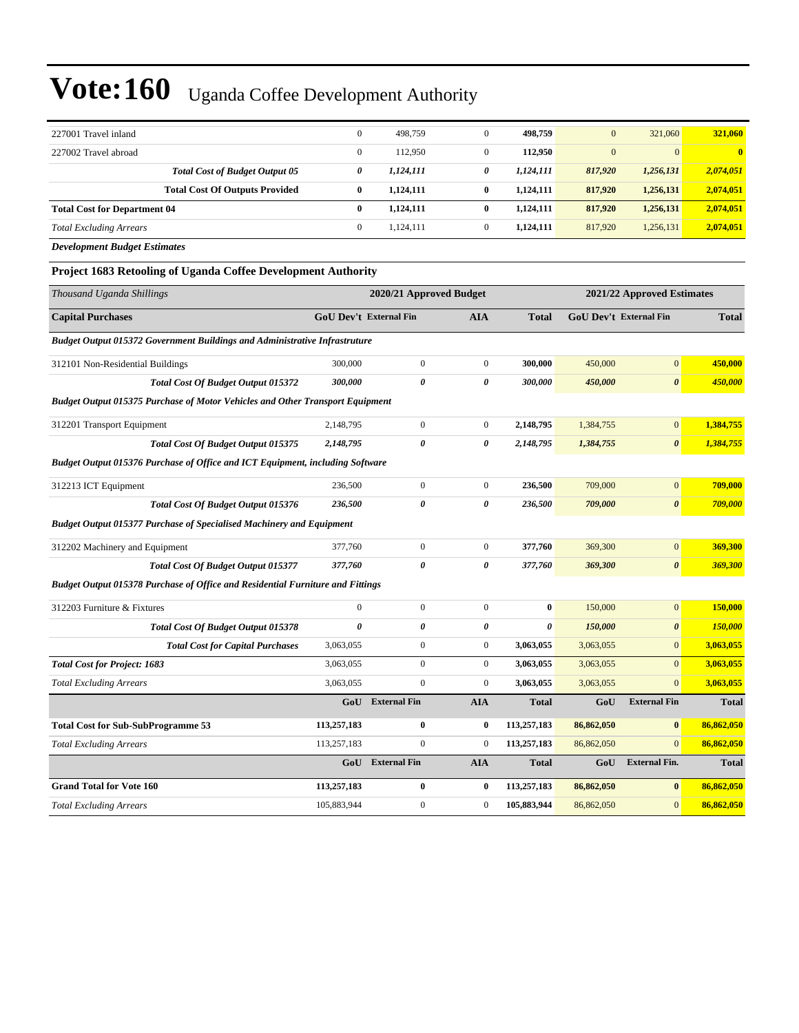# Vote:160 Uganda Coffee Development Authority

| | | | | | | | |
|---|---|---|---|---|---|---|---|
| 227001 Travel inland | 0 | 498,759 | 0 | **498,759** | 0 | 321,060 | **321,060** |
| 227002 Travel abroad | 0 | 112,950 | 0 | **112,950** | 0 | 0 | **0** |
| ***Total Cost of Budget Output 05*** | ***0*** | ***1,124,111*** | ***0*** | ***1,124,111*** | ***817,920*** | ***1,256,131*** | ***2,074,051*** |
| **Total Cost Of Outputs Provided** | **0** | **1,124,111** | **0** | **1,124,111** | **817,920** | **1,256,131** | **2,074,051** |
| **Total Cost for Department 04** | **0** | **1,124,111** | **0** | **1,124,111** | **817,920** | **1,256,131** | **2,074,051** |
| *Total Excluding Arrears* | 0 | 1,124,111 | 0 | **1,124,111** | 817,920 | 1,256,131 | **2,074,051** |

***Development Budget Estimates***

### Project 1683 Retooling of Uganda Coffee Development Authority

| *Thousand Uganda Shillings* | 2020/21 Approved Budget | | | | 2021/22 Approved Estimates | | |
|---|---|---|---|---|---|---|---|
| **Capital Purchases** | **GoU Dev't** | **External Fin** | **AIA** | **Total** | **GoU Dev't** | **External Fin** | **Total** |
| ***Budget Output 015372 Government Buildings and Administrative Infrastruture*** | | | | | | | |
| 312101 Non-Residential Buildings | 300,000 | 0 | 0 | **300,000** | 450,000 | 0 | **450,000** |
| ***Total Cost Of Budget Output 015372*** | ***300,000*** | ***0*** | ***0*** | ***300,000*** | ***450,000*** | ***0*** | ***450,000*** |
| ***Budget Output 015375 Purchase of Motor Vehicles and Other Transport Equipment*** | | | | | | | |
| 312201 Transport Equipment | 2,148,795 | 0 | 0 | **2,148,795** | 1,384,755 | 0 | **1,384,755** |
| ***Total Cost Of Budget Output 015375*** | ***2,148,795*** | ***0*** | ***0*** | ***2,148,795*** | ***1,384,755*** | ***0*** | ***1,384,755*** |
| ***Budget Output 015376 Purchase of Office and ICT Equipment, including Software*** | | | | | | | |
| 312213 ICT Equipment | 236,500 | 0 | 0 | **236,500** | 709,000 | 0 | **709,000** |
| ***Total Cost Of Budget Output 015376*** | ***236,500*** | ***0*** | ***0*** | ***236,500*** | ***709,000*** | ***0*** | ***709,000*** |
| ***Budget Output 015377 Purchase of Specialised Machinery and Equipment*** | | | | | | | |
| 312202 Machinery and Equipment | 377,760 | 0 | 0 | **377,760** | 369,300 | 0 | **369,300** |
| ***Total Cost Of Budget Output 015377*** | ***377,760*** | ***0*** | ***0*** | ***377,760*** | ***369,300*** | ***0*** | ***369,300*** |
| ***Budget Output 015378 Purchase of Office and Residential Furniture and Fittings*** | | | | | | | |
| 312203 Furniture & Fixtures | 0 | 0 | 0 | **0** | 150,000 | 0 | **150,000** |
| ***Total Cost Of Budget Output 015378*** | ***0*** | ***0*** | ***0*** | ***0*** | ***150,000*** | ***0*** | ***150,000*** |
| ***Total Cost for Capital Purchases*** | 3,063,055 | 0 | 0 | **3,063,055** | 3,063,055 | 0 | **3,063,055** |
| ***Total Cost for Project: 1683*** | 3,063,055 | 0 | 0 | **3,063,055** | 3,063,055 | 0 | **3,063,055** |
| *Total Excluding Arrears* | 3,063,055 | 0 | 0 | **3,063,055** | 3,063,055 | 0 | **3,063,055** |
| | **GoU** | **External Fin** | **AIA** | **Total** | **GoU** | **External Fin** | **Total** |
| **Total Cost for Sub-SubProgramme 53** | **113,257,183** | **0** | **0** | **113,257,183** | **86,862,050** | **0** | **86,862,050** |
| *Total Excluding Arrears* | 113,257,183 | 0 | 0 | **113,257,183** | 86,862,050 | 0 | **86,862,050** |
| | **GoU** | **External Fin** | **AIA** | **Total** | **GoU** | **External Fin.** | **Total** |
| **Grand Total for Vote 160** | **113,257,183** | **0** | **0** | **113,257,183** | **86,862,050** | **0** | **86,862,050** |
| *Total Excluding Arrears* | 105,883,944 | 0 | 0 | **105,883,944** | 86,862,050 | 0 | **86,862,050** |